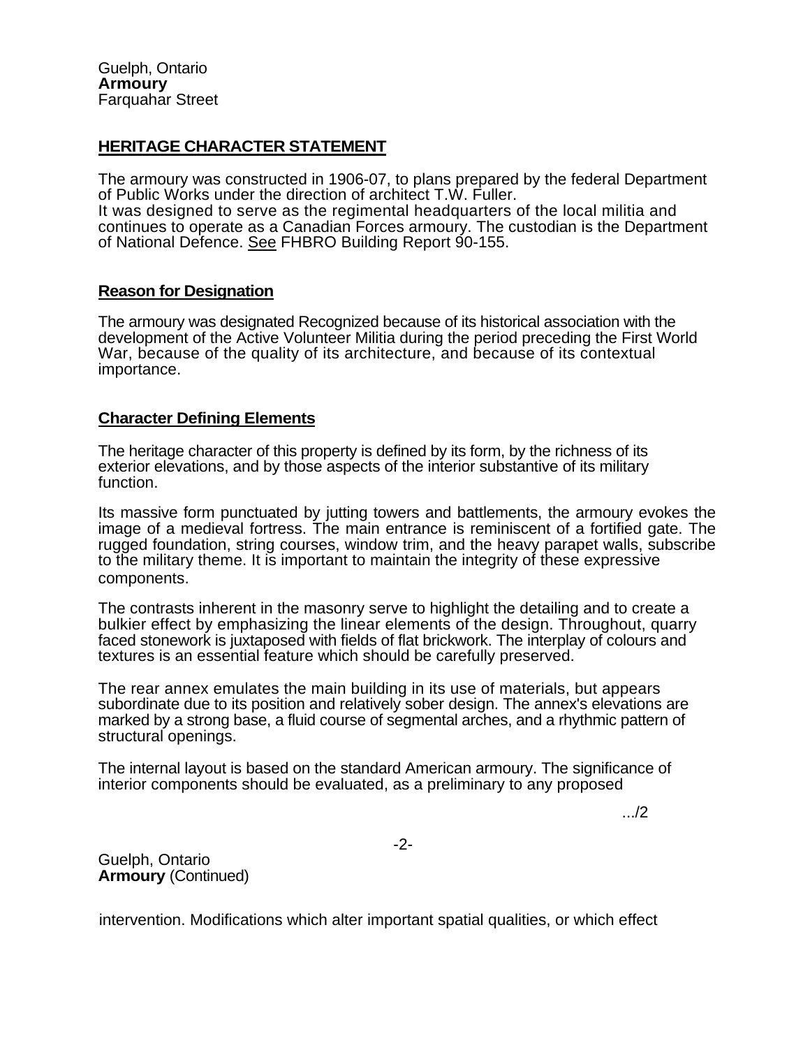Guelph, Ontario
**Armoury**
Farquahar Street

## HERITAGE CHARACTER STATEMENT

The armoury was constructed in 1906-07, to plans prepared by the federal Department of Public Works under the direction of architect T.W. Fuller.
It was designed to serve as the regimental headquarters of the local militia and continues to operate as a Canadian Forces armoury. The custodian is the Department of National Defence. See FHBRO Building Report 90-155.

### Reason for Designation

The armoury was designated Recognized because of its historical association with the development of the Active Volunteer Militia during the period preceding the First World War, because of the quality of its architecture, and because of its contextual importance.

### Character Defining Elements

The heritage character of this property is defined by its form, by the richness of its exterior elevations, and by those aspects of the interior substantive of its military function.

Its massive form punctuated by jutting towers and battlements, the armoury evokes the image of a medieval fortress. The main entrance is reminiscent of a fortified gate. The rugged foundation, string courses, window trim, and the heavy parapet walls, subscribe to the military theme. It is important to maintain the integrity of these expressive components.

The contrasts inherent in the masonry serve to highlight the detailing and to create a bulkier effect by emphasizing the linear elements of the design. Throughout, quarry faced stonework is juxtaposed with fields of flat brickwork. The interplay of colours and textures is an essential feature which should be carefully preserved.

The rear annex emulates the main building in its use of materials, but appears subordinate due to its position and relatively sober design. The annex's elevations are marked by a strong base, a fluid course of segmental arches, and a rhythmic pattern of structural openings.

The internal layout is based on the standard American armoury. The significance of interior components should be evaluated, as a preliminary to any proposed

.../2

Guelph, Ontario
**Armoury** (Continued)

intervention. Modifications which alter important spatial qualities, or which effect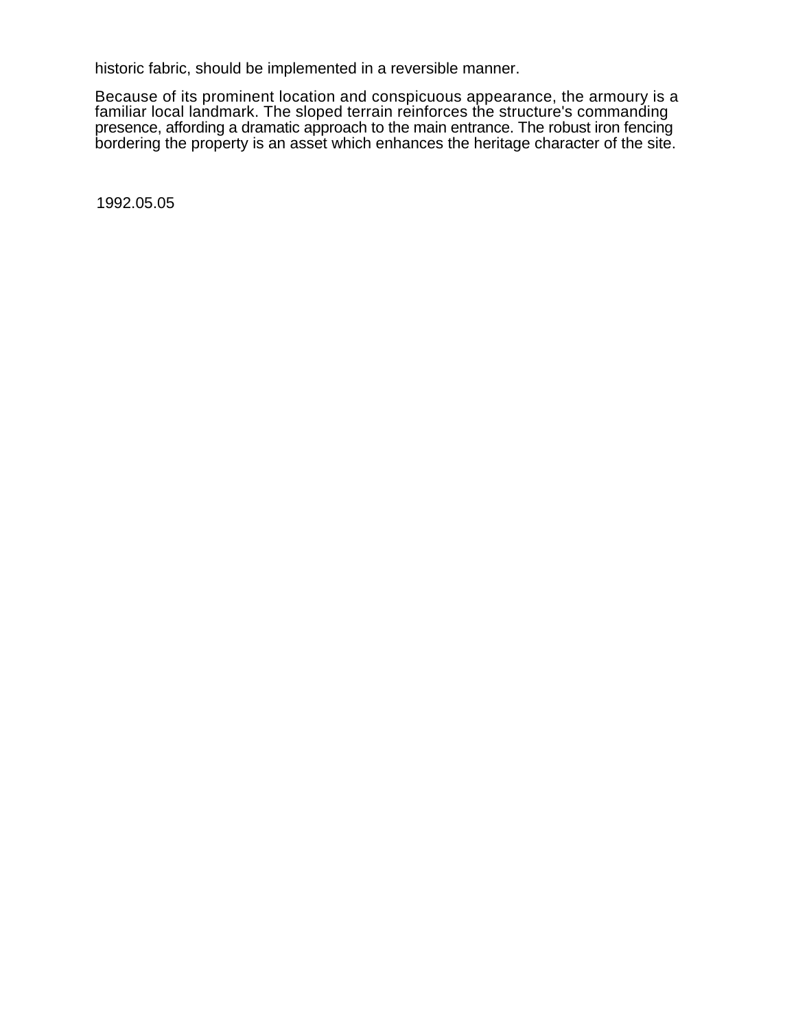historic fabric, should be implemented in a reversible manner.

Because of its prominent location and conspicuous appearance, the armoury is a familiar local landmark. The sloped terrain reinforces the structure's commanding presence, affording a dramatic approach to the main entrance. The robust iron fencing bordering the property is an asset which enhances the heritage character of the site.

1992.05.05